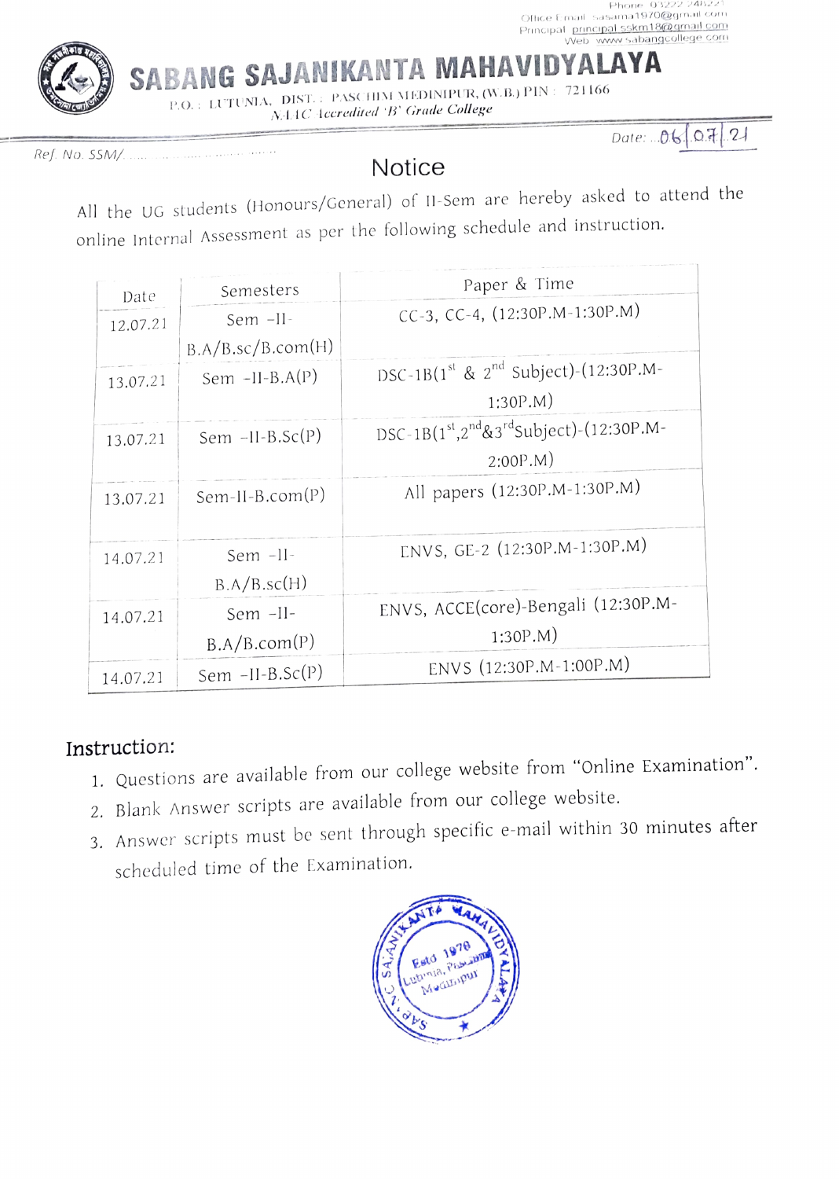Phone: 03222 246221
Office Email: sasama1970@gmail.com
Principal: principal.sskm18@gmail.com
Web: www.sabangcollege.com

# SABANG SAJANIKANTA MAHAVIDYALAYA

P.O.: LUTUNIA, DIST.: PASCHIM MEDINIPUR, (W.B.) PIN: 721166

*NAAC Accredited 'B' Grade College*

Ref. No. SSM/.................................. Date: 06.07.21

## Notice

All the UG students (Honours/General) of II-Sem are hereby asked to attend the online Internal Assessment as per the following schedule and instruction.

| Date | Semesters | Paper & Time |
|---|---|---|
| 12.07.21 | Sem –II-B.A/B.sc/B.com(H) | CC-3, CC-4, (12:30P.M-1:30P.M) |
| 13.07.21 | Sem –II-B.A(P) | DSC-1B(1st & 2nd Subject)-(12:30P.M-1:30P.M) |
| 13.07.21 | Sem –II-B.Sc(P) | DSC-1B(1st,2nd&3rdSubject)-(12:30P.M-2:00P.M) |
| 13.07.21 | Sem-II-B.com(P) | All papers (12:30P.M-1:30P.M) |
| 14.07.21 | Sem –II-B.A/B.sc(H) | ENVS, GE-2 (12:30P.M-1:30P.M) |
| 14.07.21 | Sem –II-B.A/B.com(P) | ENVS, ACCE(core)-Bengali (12:30P.M-1:30P.M) |
| 14.07.21 | Sem –II-B.Sc(P) | ENVS (12:30P.M-1:00P.M) |

### Instruction:

1. Questions are available from our college website from "Online Examination".
2. Blank Answer scripts are available from our college website.
3. Answer scripts must be sent through specific e-mail within 30 minutes after scheduled time of the Examination.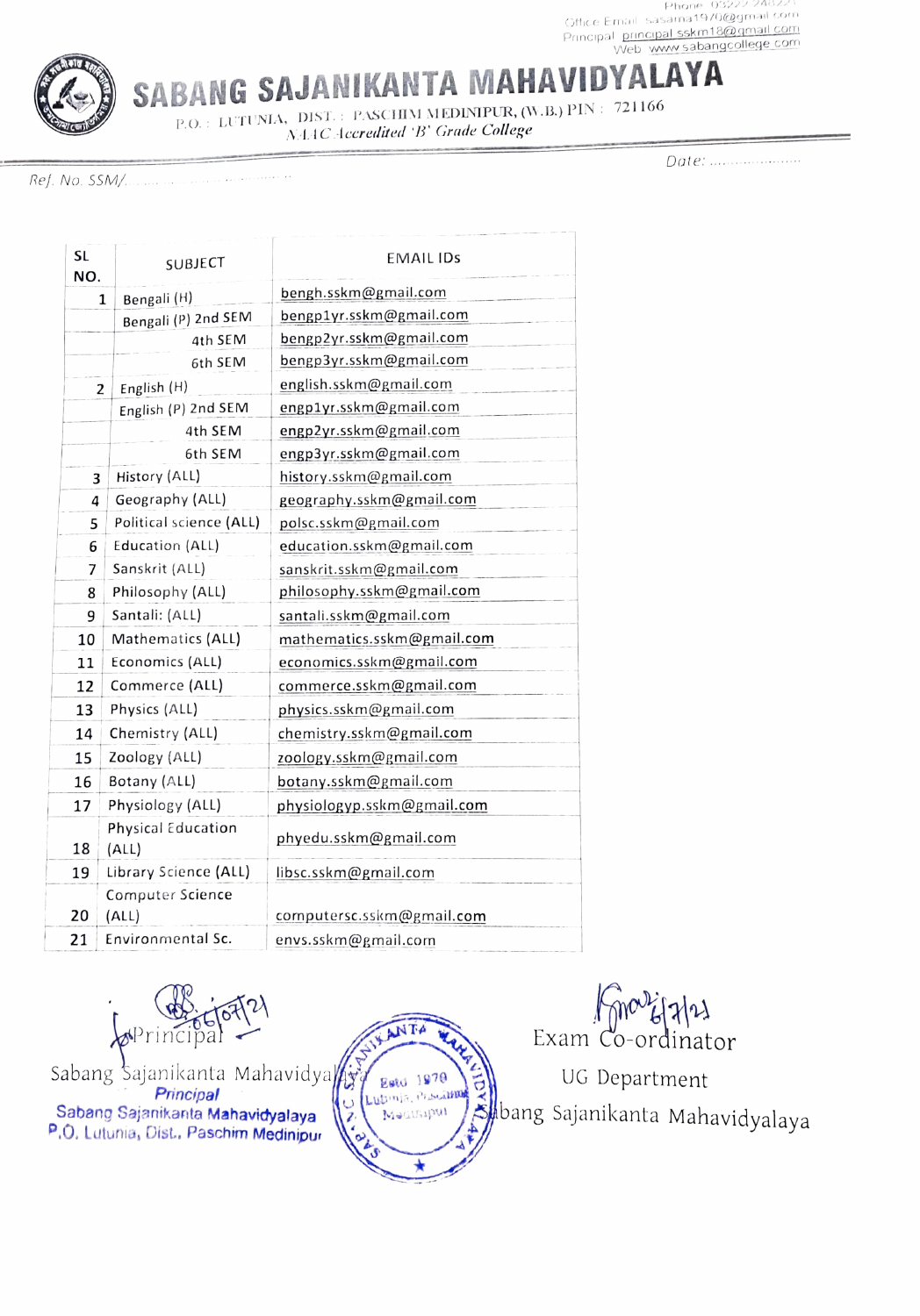Phone: 03222-248221
Office Email: sasama1970@gmail.com
Principal: principal.sskm18@gmail.com
Web: www.sabangcollege.com

# SABANG SAJANIKANTA MAHAVIDYALAYA

P.O. : LUTUNIA, DIST. : PASCHIM MEDINIPUR, (W.B.) PIN : 721166

*NAAC Accredited 'B' Grade College*

Ref. No. SSM/..................

Date: ..................

| SL NO. | SUBJECT | EMAIL IDs |
|---|---|---|
| 1 | Bengali (H) | bengh.sskm@gmail.com |
| | Bengali (P) 2nd SEM | bengp1yr.sskm@gmail.com |
| | 4th SEM | bengp2yr.sskm@gmail.com |
| | 6th SEM | bengp3yr.sskm@gmail.com |
| 2 | English (H) | english.sskm@gmail.com |
| | English (P) 2nd SEM | engp1yr.sskm@gmail.com |
| | 4th SEM | engp2yr.sskm@gmail.com |
| | 6th SEM | engp3yr.sskm@gmail.com |
| 3 | History (ALL) | history.sskm@gmail.com |
| 4 | Geography (ALL) | geography.sskm@gmail.com |
| 5 | Political science (ALL) | polsc.sskm@gmail.com |
| 6 | Education (ALL) | education.sskm@gmail.com |
| 7 | Sanskrit (ALL) | sanskrit.sskm@gmail.com |
| 8 | Philosophy (ALL) | philosophy.sskm@gmail.com |
| 9 | Santali: (ALL) | santali.sskm@gmail.com |
| 10 | Mathematics (ALL) | mathematics.sskm@gmail.com |
| 11 | Economics (ALL) | economics.sskm@gmail.com |
| 12 | Commerce (ALL) | commerce.sskm@gmail.com |
| 13 | Physics (ALL) | physics.sskm@gmail.com |
| 14 | Chemistry (ALL) | chemistry.sskm@gmail.com |
| 15 | Zoology (ALL) | zoology.sskm@gmail.com |
| 16 | Botany (ALL) | botany.sskm@gmail.com |
| 17 | Physiology (ALL) | physiologyp.sskm@gmail.com |
| 18 | Physical Education (ALL) | phyedu.sskm@gmail.com |
| 19 | Library Science (ALL) | libsc.sskm@gmail.com |
| 20 | Computer Science (ALL) | computersc.sskm@gmail.com |
| 21 | Environmental Sc. | envs.sskm@gmail.com |

06/07/21

Principal
Sabang Sajanikanta Mahavidyalaya

*Principal*
Sabang Sajanikanta Mahavidyalaya
P.O. Lutunia, Dist. Paschim Medinipur

6/7/21

Exam Co-ordinator
UG Department
Sabang Sajanikanta Mahavidyalaya